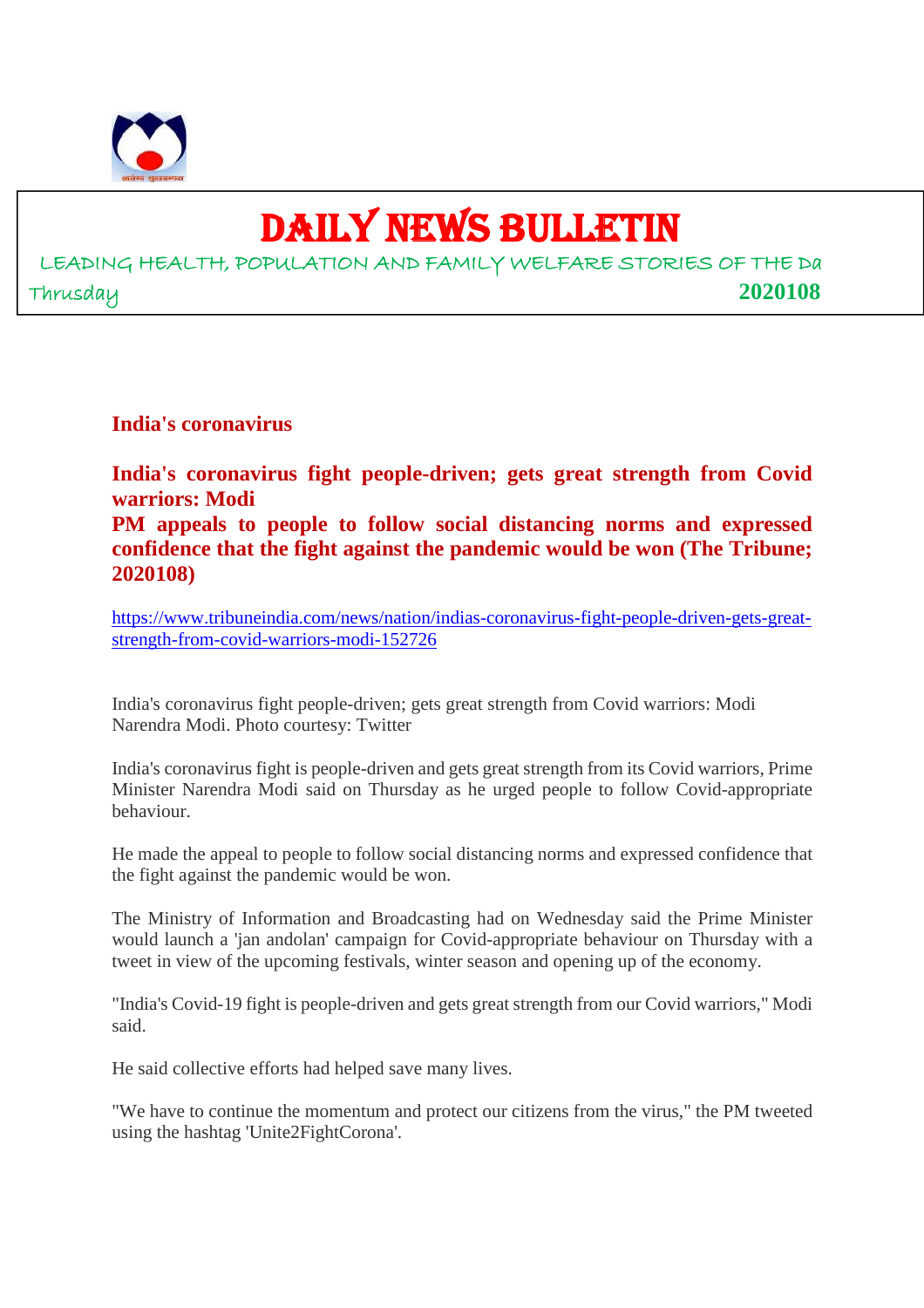# DAILY NEWS BULLETIN

LEADING HEALTH, POPULATION AND FAMILY WELFARE STORIES OF THE Da

Thrusday **2020108**

## India's coronavirus

### India's coronavirus fight people-driven; gets great strength from Covid warriors: Modi
### PM appeals to people to follow social distancing norms and expressed confidence that the fight against the pandemic would be won (The Tribune; 2020108)

https://www.tribuneindia.com/news/nation/indias-coronavirus-fight-people-driven-gets-great-strength-from-covid-warriors-modi-152726

India's coronavirus fight people-driven; gets great strength from Covid warriors: Modi
Narendra Modi. Photo courtesy: Twitter

India's coronavirus fight is people-driven and gets great strength from its Covid warriors, Prime Minister Narendra Modi said on Thursday as he urged people to follow Covid-appropriate behaviour.

He made the appeal to people to follow social distancing norms and expressed confidence that the fight against the pandemic would be won.

The Ministry of Information and Broadcasting had on Wednesday said the Prime Minister would launch a 'jan andolan' campaign for Covid-appropriate behaviour on Thursday with a tweet in view of the upcoming festivals, winter season and opening up of the economy.

"India's Covid-19 fight is people-driven and gets great strength from our Covid warriors," Modi said.

He said collective efforts had helped save many lives.

"We have to continue the momentum and protect our citizens from the virus," the PM tweeted using the hashtag 'Unite2FightCorona'.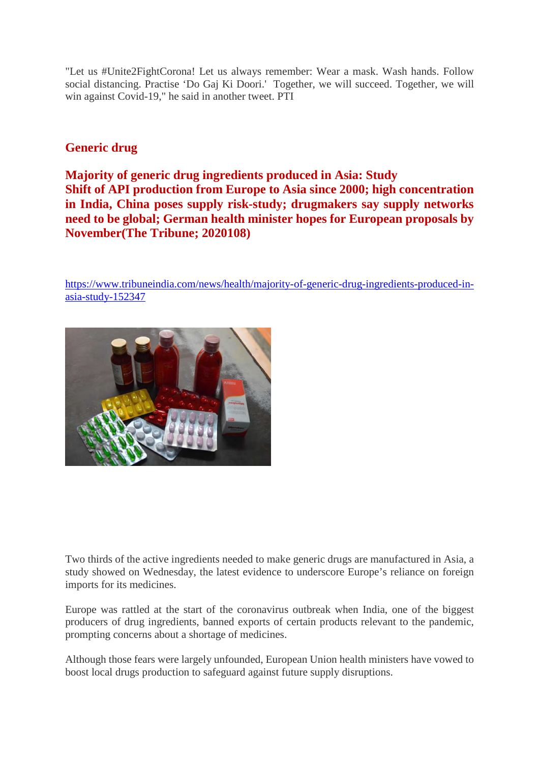"Let us #Unite2FightCorona! Let us always remember: Wear a mask. Wash hands. Follow social distancing. Practise 'Do Gaj Ki Doori.' Together, we will succeed. Together, we will win against Covid-19," he said in another tweet. PTI

## Generic drug

### Majority of generic drug ingredients produced in Asia: Study

**Shift of API production from Europe to Asia since 2000; high concentration in India, China poses supply risk-study; drugmakers say supply networks need to be global; German health minister hopes for European proposals by November(The Tribune; 2020108)**

https://www.tribuneindia.com/news/health/majority-of-generic-drug-ingredients-produced-in-asia-study-152347

Two thirds of the active ingredients needed to make generic drugs are manufactured in Asia, a study showed on Wednesday, the latest evidence to underscore Europe's reliance on foreign imports for its medicines.

Europe was rattled at the start of the coronavirus outbreak when India, one of the biggest producers of drug ingredients, banned exports of certain products relevant to the pandemic, prompting concerns about a shortage of medicines.

Although those fears were largely unfounded, European Union health ministers have vowed to boost local drugs production to safeguard against future supply disruptions.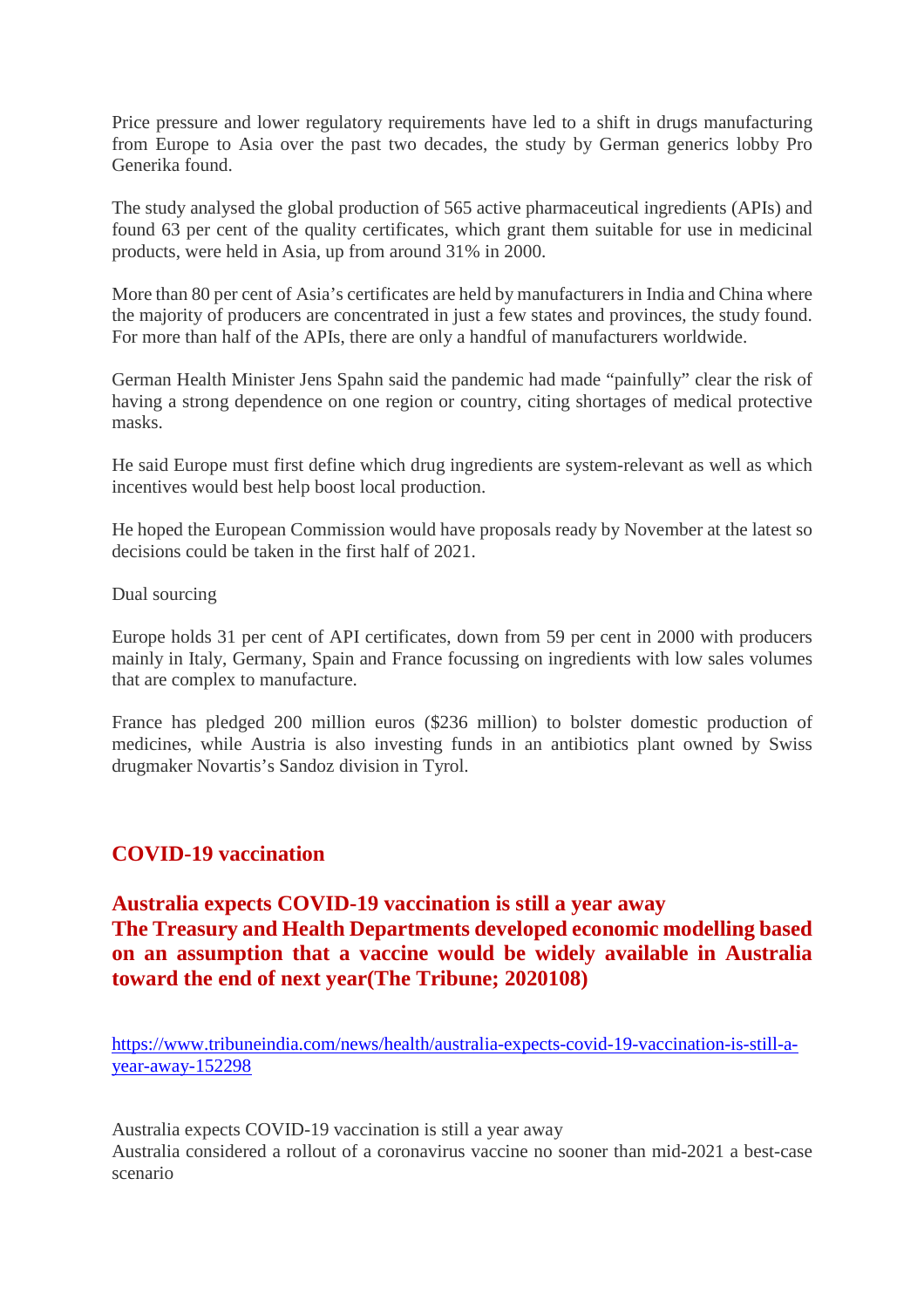Price pressure and lower regulatory requirements have led to a shift in drugs manufacturing from Europe to Asia over the past two decades, the study by German generics lobby Pro Generika found.

The study analysed the global production of 565 active pharmaceutical ingredients (APIs) and found 63 per cent of the quality certificates, which grant them suitable for use in medicinal products, were held in Asia, up from around 31% in 2000.

More than 80 per cent of Asia's certificates are held by manufacturers in India and China where the majority of producers are concentrated in just a few states and provinces, the study found. For more than half of the APIs, there are only a handful of manufacturers worldwide.

German Health Minister Jens Spahn said the pandemic had made "painfully" clear the risk of having a strong dependence on one region or country, citing shortages of medical protective masks.

He said Europe must first define which drug ingredients are system-relevant as well as which incentives would best help boost local production.

He hoped the European Commission would have proposals ready by November at the latest so decisions could be taken in the first half of 2021.

Dual sourcing

Europe holds 31 per cent of API certificates, down from 59 per cent in 2000 with producers mainly in Italy, Germany, Spain and France focussing on ingredients with low sales volumes that are complex to manufacture.

France has pledged 200 million euros ($236 million) to bolster domestic production of medicines, while Austria is also investing funds in an antibiotics plant owned by Swiss drugmaker Novartis's Sandoz division in Tyrol.

## COVID-19 vaccination

### Australia expects COVID-19 vaccination is still a year away
### The Treasury and Health Departments developed economic modelling based on an assumption that a vaccine would be widely available in Australia toward the end of next year(The Tribune; 2020108)

[https://www.tribuneindia.com/news/health/australia-expects-covid-19-vaccination-is-still-a-year-away-152298](https://www.tribuneindia.com/news/health/australia-expects-covid-19-vaccination-is-still-a-year-away-152298)

Australia expects COVID-19 vaccination is still a year away
Australia considered a rollout of a coronavirus vaccine no sooner than mid-2021 a best-case scenario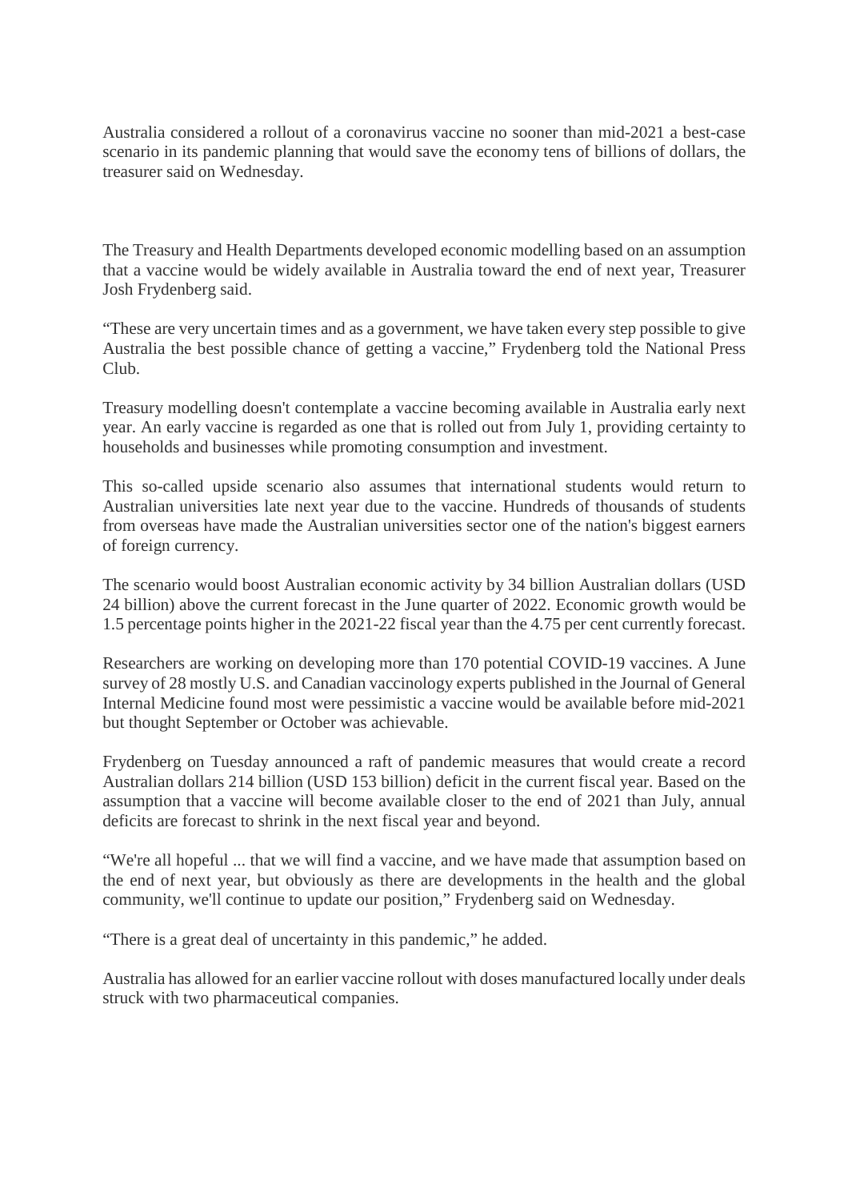Australia considered a rollout of a coronavirus vaccine no sooner than mid-2021 a best-case scenario in its pandemic planning that would save the economy tens of billions of dollars, the treasurer said on Wednesday.

The Treasury and Health Departments developed economic modelling based on an assumption that a vaccine would be widely available in Australia toward the end of next year, Treasurer Josh Frydenberg said.

“These are very uncertain times and as a government, we have taken every step possible to give Australia the best possible chance of getting a vaccine,” Frydenberg told the National Press Club.

Treasury modelling doesn't contemplate a vaccine becoming available in Australia early next year. An early vaccine is regarded as one that is rolled out from July 1, providing certainty to households and businesses while promoting consumption and investment.

This so-called upside scenario also assumes that international students would return to Australian universities late next year due to the vaccine. Hundreds of thousands of students from overseas have made the Australian universities sector one of the nation's biggest earners of foreign currency.

The scenario would boost Australian economic activity by 34 billion Australian dollars (USD 24 billion) above the current forecast in the June quarter of 2022. Economic growth would be 1.5 percentage points higher in the 2021-22 fiscal year than the 4.75 per cent currently forecast.

Researchers are working on developing more than 170 potential COVID-19 vaccines. A June survey of 28 mostly U.S. and Canadian vaccinology experts published in the Journal of General Internal Medicine found most were pessimistic a vaccine would be available before mid-2021 but thought September or October was achievable.

Frydenberg on Tuesday announced a raft of pandemic measures that would create a record Australian dollars 214 billion (USD 153 billion) deficit in the current fiscal year. Based on the assumption that a vaccine will become available closer to the end of 2021 than July, annual deficits are forecast to shrink in the next fiscal year and beyond.

“We're all hopeful ... that we will find a vaccine, and we have made that assumption based on the end of next year, but obviously as there are developments in the health and the global community, we'll continue to update our position,” Frydenberg said on Wednesday.

“There is a great deal of uncertainty in this pandemic,” he added.

Australia has allowed for an earlier vaccine rollout with doses manufactured locally under deals struck with two pharmaceutical companies.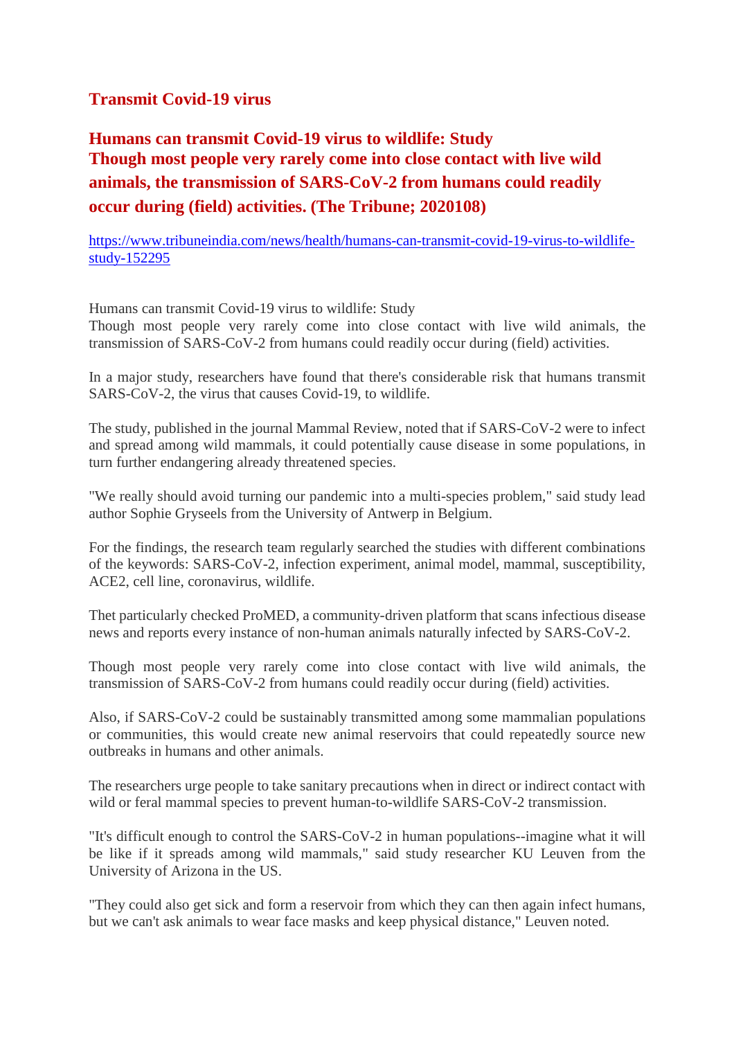## Transmit Covid-19 virus

### Humans can transmit Covid-19 virus to wildlife: Study
### Though most people very rarely come into close contact with live wild animals, the transmission of SARS-CoV-2 from humans could readily occur during (field) activities. (The Tribune; 2020108)

https://www.tribuneindia.com/news/health/humans-can-transmit-covid-19-virus-to-wildlife-study-152295

Humans can transmit Covid-19 virus to wildlife: Study
Though most people very rarely come into close contact with live wild animals, the transmission of SARS-CoV-2 from humans could readily occur during (field) activities.

In a major study, researchers have found that there's considerable risk that humans transmit SARS-CoV-2, the virus that causes Covid-19, to wildlife.

The study, published in the journal Mammal Review, noted that if SARS-CoV-2 were to infect and spread among wild mammals, it could potentially cause disease in some populations, in turn further endangering already threatened species.

"We really should avoid turning our pandemic into a multi-species problem," said study lead author Sophie Gryseels from the University of Antwerp in Belgium.

For the findings, the research team regularly searched the studies with different combinations of the keywords: SARS-CoV-2, infection experiment, animal model, mammal, susceptibility, ACE2, cell line, coronavirus, wildlife.

Thet particularly checked ProMED, a community-driven platform that scans infectious disease news and reports every instance of non-human animals naturally infected by SARS-CoV-2.

Though most people very rarely come into close contact with live wild animals, the transmission of SARS-CoV-2 from humans could readily occur during (field) activities.

Also, if SARS-CoV-2 could be sustainably transmitted among some mammalian populations or communities, this would create new animal reservoirs that could repeatedly source new outbreaks in humans and other animals.

The researchers urge people to take sanitary precautions when in direct or indirect contact with wild or feral mammal species to prevent human-to-wildlife SARS-CoV-2 transmission.

"It's difficult enough to control the SARS-CoV-2 in human populations--imagine what it will be like if it spreads among wild mammals," said study researcher KU Leuven from the University of Arizona in the US.

"They could also get sick and form a reservoir from which they can then again infect humans, but we can't ask animals to wear face masks and keep physical distance," Leuven noted.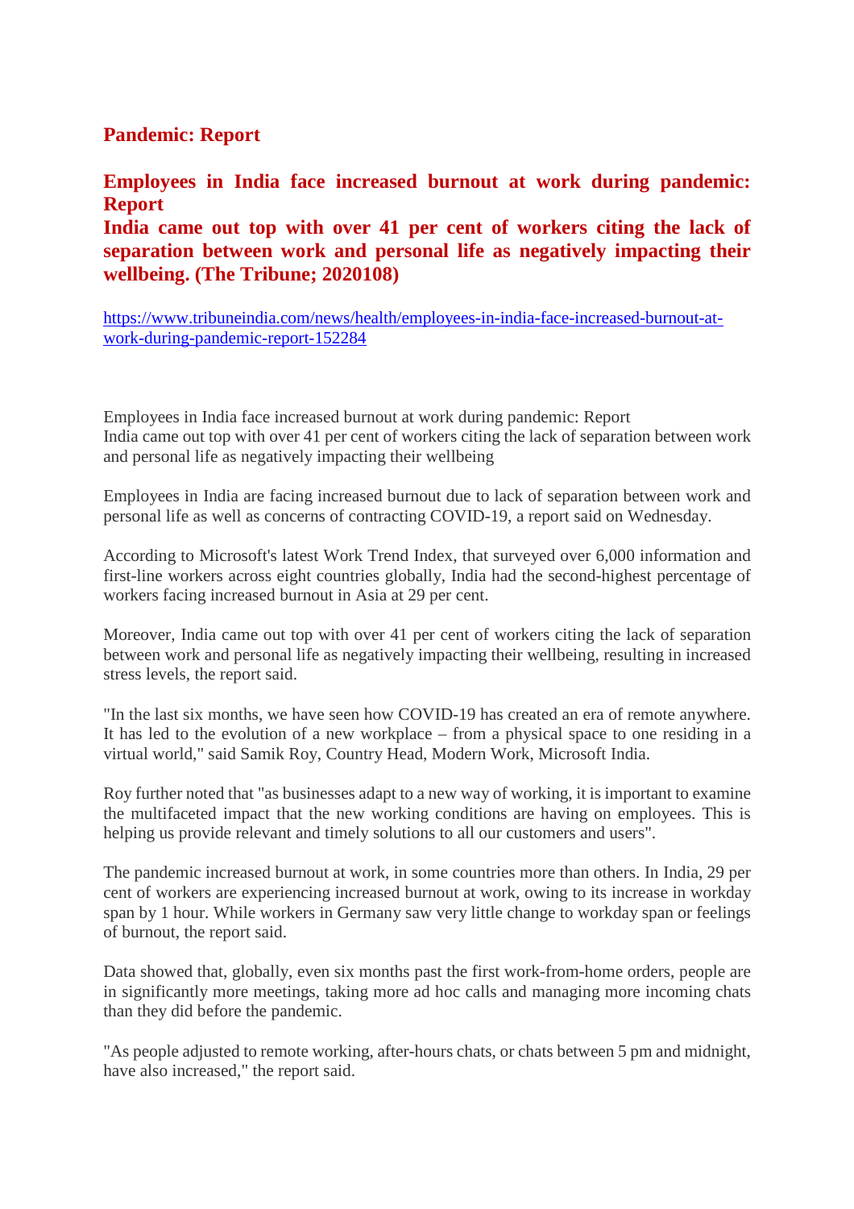## Pandemic: Report

## Employees in India face increased burnout at work during pandemic: Report
## India came out top with over 41 per cent of workers citing the lack of separation between work and personal life as negatively impacting their wellbeing. (The Tribune; 2020108)

https://www.tribuneindia.com/news/health/employees-in-india-face-increased-burnout-at-work-during-pandemic-report-152284

Employees in India face increased burnout at work during pandemic: Report
India came out top with over 41 per cent of workers citing the lack of separation between work and personal life as negatively impacting their wellbeing

Employees in India are facing increased burnout due to lack of separation between work and personal life as well as concerns of contracting COVID-19, a report said on Wednesday.

According to Microsoft's latest Work Trend Index, that surveyed over 6,000 information and first-line workers across eight countries globally, India had the second-highest percentage of workers facing increased burnout in Asia at 29 per cent.

Moreover, India came out top with over 41 per cent of workers citing the lack of separation between work and personal life as negatively impacting their wellbeing, resulting in increased stress levels, the report said.

"In the last six months, we have seen how COVID-19 has created an era of remote anywhere. It has led to the evolution of a new workplace – from a physical space to one residing in a virtual world," said Samik Roy, Country Head, Modern Work, Microsoft India.

Roy further noted that "as businesses adapt to a new way of working, it is important to examine the multifaceted impact that the new working conditions are having on employees. This is helping us provide relevant and timely solutions to all our customers and users".

The pandemic increased burnout at work, in some countries more than others. In India, 29 per cent of workers are experiencing increased burnout at work, owing to its increase in workday span by 1 hour. While workers in Germany saw very little change to workday span or feelings of burnout, the report said.

Data showed that, globally, even six months past the first work-from-home orders, people are in significantly more meetings, taking more ad hoc calls and managing more incoming chats than they did before the pandemic.

"As people adjusted to remote working, after-hours chats, or chats between 5 pm and midnight, have also increased," the report said.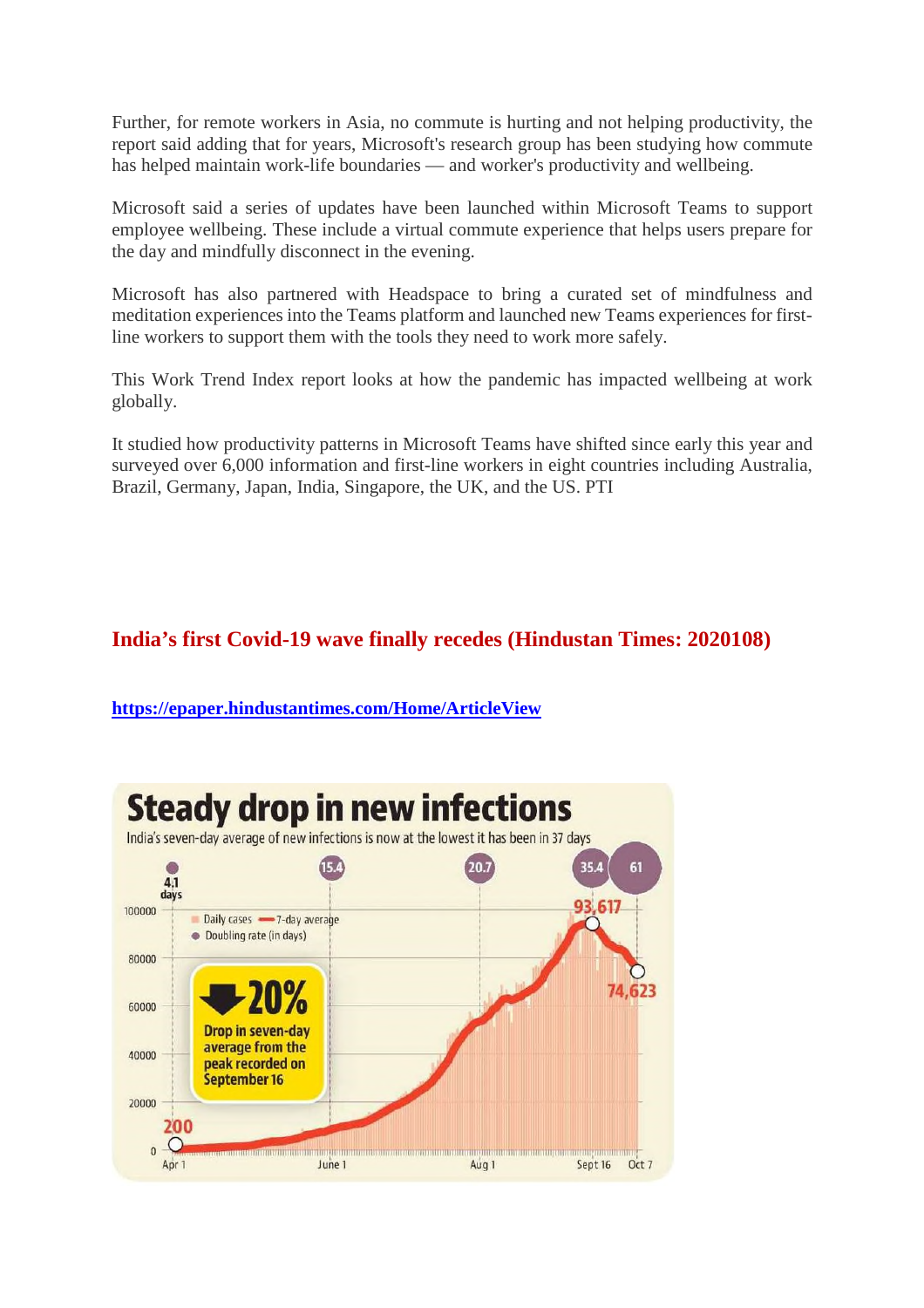Further, for remote workers in Asia, no commute is hurting and not helping productivity, the report said adding that for years, Microsoft's research group has been studying how commute has helped maintain work-life boundaries — and worker's productivity and wellbeing.

Microsoft said a series of updates have been launched within Microsoft Teams to support employee wellbeing. These include a virtual commute experience that helps users prepare for the day and mindfully disconnect in the evening.

Microsoft has also partnered with Headspace to bring a curated set of mindfulness and meditation experiences into the Teams platform and launched new Teams experiences for first-line workers to support them with the tools they need to work more safely.

This Work Trend Index report looks at how the pandemic has impacted wellbeing at work globally.

It studied how productivity patterns in Microsoft Teams have shifted since early this year and surveyed over 6,000 information and first-line workers in eight countries including Australia, Brazil, Germany, Japan, India, Singapore, the UK, and the US. PTI

## India's first Covid-19 wave finally recedes (Hindustan Times: 2020108)

[https://epaper.hindustantimes.com/Home/ArticleView](https://epaper.hindustantimes.com/Home/ArticleView)

**Steady drop in new infections**

India's seven-day average of new infections is now at the lowest it has been in 37 days

- Daily cases
- 7-day average
- Doubling rate (in days)

Doubling rate (in days): 4.1 days (Apr 1), 15.4 (June 1), 20.7 (Aug 1), 35.4 (Sept 16), 61 (Oct 7)

7-day average: 200 (Apr 1), 93,617 (Sept 16), 74,623 (Oct 7)

**20% Drop in seven-day average from the peak recorded on September 16**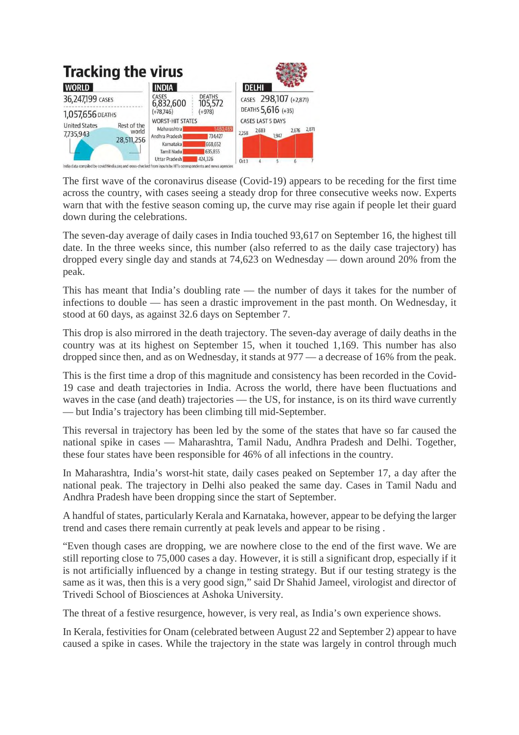## Tracking the virus

**WORLD**

36,247,199 CASES

1,057,656 DEATHS

United States 7,735,943 | Rest of the world 28,511,256

**INDIA**

CASES 6,832,600 (+78,746) | DEATHS 105,572 (+978)

WORST-HIT STATES

| State | Cases |
|---|---|
| Maharashtra | 1480489 |
| Andhra Pradesh | 734427 |
| Karnataka | 668,652 |
| Tamil Nadu | 635,855 |
| Uttar Pradesh | 424,326 |

**DELHI**

CASES 298,107 (+2,871)

DEATHS 5,616 (+35)

CASES LAST 5 DAYS

| Oct 3 | 4 | 5 | 6 | 7 |
|---|---|---|---|---|
| 2,258 | 2,683 | 1,947 | 2,676 | 2,871 |

India data compiled by covid19india.org and cross-checked from inputs by HT's correspondents and news agencies

The first wave of the coronavirus disease (Covid-19) appears to be receding for the first time across the country, with cases seeing a steady drop for three consecutive weeks now. Experts warn that with the festive season coming up, the curve may rise again if people let their guard down during the celebrations.

The seven-day average of daily cases in India touched 93,617 on September 16, the highest till date. In the three weeks since, this number (also referred to as the daily case trajectory) has dropped every single day and stands at 74,623 on Wednesday — down around 20% from the peak.

This has meant that India's doubling rate — the number of days it takes for the number of infections to double — has seen a drastic improvement in the past month. On Wednesday, it stood at 60 days, as against 32.6 days on September 7.

This drop is also mirrored in the death trajectory. The seven-day average of daily deaths in the country was at its highest on September 15, when it touched 1,169. This number has also dropped since then, and as on Wednesday, it stands at 977 — a decrease of 16% from the peak.

This is the first time a drop of this magnitude and consistency has been recorded in the Covid-19 case and death trajectories in India. Across the world, there have been fluctuations and waves in the case (and death) trajectories — the US, for instance, is on its third wave currently — but India's trajectory has been climbing till mid-September.

This reversal in trajectory has been led by the some of the states that have so far caused the national spike in cases — Maharashtra, Tamil Nadu, Andhra Pradesh and Delhi. Together, these four states have been responsible for 46% of all infections in the country.

In Maharashtra, India's worst-hit state, daily cases peaked on September 17, a day after the national peak. The trajectory in Delhi also peaked the same day. Cases in Tamil Nadu and Andhra Pradesh have been dropping since the start of September.

A handful of states, particularly Kerala and Karnataka, however, appear to be defying the larger trend and cases there remain currently at peak levels and appear to be rising .

"Even though cases are dropping, we are nowhere close to the end of the first wave. We are still reporting close to 75,000 cases a day. However, it is still a significant drop, especially if it is not artificially influenced by a change in testing strategy. But if our testing strategy is the same as it was, then this is a very good sign," said Dr Shahid Jameel, virologist and director of Trivedi School of Biosciences at Ashoka University.

The threat of a festive resurgence, however, is very real, as India's own experience shows.

In Kerala, festivities for Onam (celebrated between August 22 and September 2) appear to have caused a spike in cases. While the trajectory in the state was largely in control through much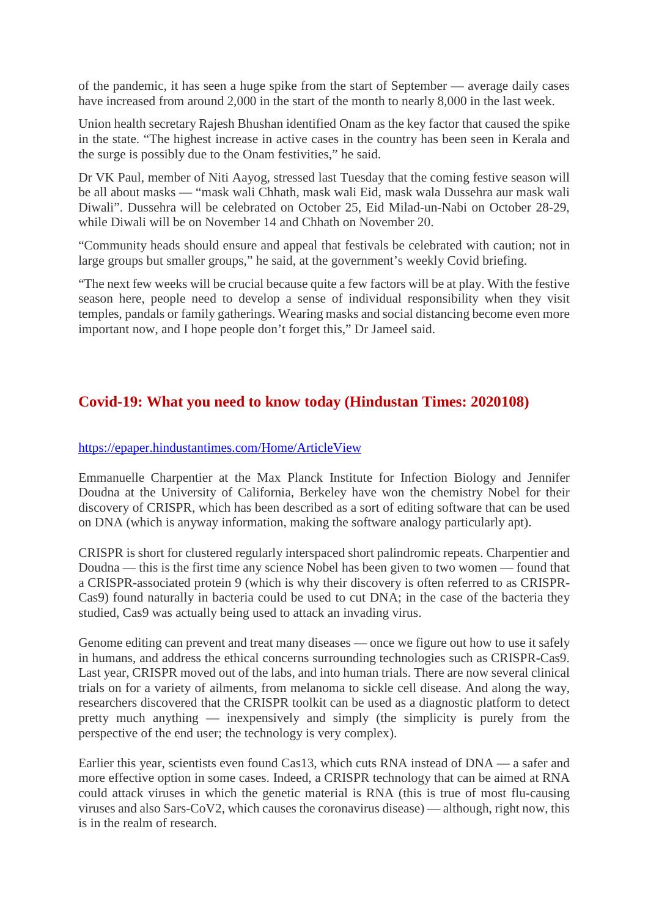of the pandemic, it has seen a huge spike from the start of September — average daily cases have increased from around 2,000 in the start of the month to nearly 8,000 in the last week.

Union health secretary Rajesh Bhushan identified Onam as the key factor that caused the spike in the state. "The highest increase in active cases in the country has been seen in Kerala and the surge is possibly due to the Onam festivities," he said.

Dr VK Paul, member of Niti Aayog, stressed last Tuesday that the coming festive season will be all about masks — "mask wali Chhath, mask wali Eid, mask wala Dussehra aur mask wali Diwali". Dussehra will be celebrated on October 25, Eid Milad-un-Nabi on October 28-29, while Diwali will be on November 14 and Chhath on November 20.

"Community heads should ensure and appeal that festivals be celebrated with caution; not in large groups but smaller groups," he said, at the government's weekly Covid briefing.

"The next few weeks will be crucial because quite a few factors will be at play. With the festive season here, people need to develop a sense of individual responsibility when they visit temples, pandals or family gatherings. Wearing masks and social distancing become even more important now, and I hope people don't forget this," Dr Jameel said.

## Covid-19: What you need to know today (Hindustan Times: 2020108)

https://epaper.hindustantimes.com/Home/ArticleView

Emmanuelle Charpentier at the Max Planck Institute for Infection Biology and Jennifer Doudna at the University of California, Berkeley have won the chemistry Nobel for their discovery of CRISPR, which has been described as a sort of editing software that can be used on DNA (which is anyway information, making the software analogy particularly apt).

CRISPR is short for clustered regularly interspaced short palindromic repeats. Charpentier and Doudna — this is the first time any science Nobel has been given to two women — found that a CRISPR-associated protein 9 (which is why their discovery is often referred to as CRISPR-Cas9) found naturally in bacteria could be used to cut DNA; in the case of the bacteria they studied, Cas9 was actually being used to attack an invading virus.

Genome editing can prevent and treat many diseases — once we figure out how to use it safely in humans, and address the ethical concerns surrounding technologies such as CRISPR-Cas9. Last year, CRISPR moved out of the labs, and into human trials. There are now several clinical trials on for a variety of ailments, from melanoma to sickle cell disease. And along the way, researchers discovered that the CRISPR toolkit can be used as a diagnostic platform to detect pretty much anything — inexpensively and simply (the simplicity is purely from the perspective of the end user; the technology is very complex).

Earlier this year, scientists even found Cas13, which cuts RNA instead of DNA — a safer and more effective option in some cases. Indeed, a CRISPR technology that can be aimed at RNA could attack viruses in which the genetic material is RNA (this is true of most flu-causing viruses and also Sars-CoV2, which causes the coronavirus disease) — although, right now, this is in the realm of research.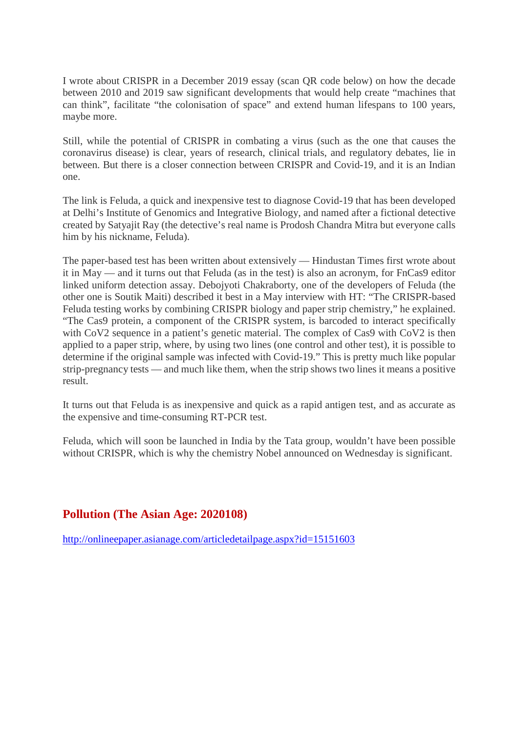I wrote about CRISPR in a December 2019 essay (scan QR code below) on how the decade between 2010 and 2019 saw significant developments that would help create "machines that can think", facilitate "the colonisation of space" and extend human lifespans to 100 years, maybe more.

Still, while the potential of CRISPR in combating a virus (such as the one that causes the coronavirus disease) is clear, years of research, clinical trials, and regulatory debates, lie in between. But there is a closer connection between CRISPR and Covid-19, and it is an Indian one.

The link is Feluda, a quick and inexpensive test to diagnose Covid-19 that has been developed at Delhi's Institute of Genomics and Integrative Biology, and named after a fictional detective created by Satyajit Ray (the detective's real name is Prodosh Chandra Mitra but everyone calls him by his nickname, Feluda).

The paper-based test has been written about extensively — Hindustan Times first wrote about it in May — and it turns out that Feluda (as in the test) is also an acronym, for FnCas9 editor linked uniform detection assay. Debojyoti Chakraborty, one of the developers of Feluda (the other one is Soutik Maiti) described it best in a May interview with HT: "The CRISPR-based Feluda testing works by combining CRISPR biology and paper strip chemistry," he explained. "The Cas9 protein, a component of the CRISPR system, is barcoded to interact specifically with CoV2 sequence in a patient's genetic material. The complex of Cas9 with CoV2 is then applied to a paper strip, where, by using two lines (one control and other test), it is possible to determine if the original sample was infected with Covid-19." This is pretty much like popular strip-pregnancy tests — and much like them, when the strip shows two lines it means a positive result.

It turns out that Feluda is as inexpensive and quick as a rapid antigen test, and as accurate as the expensive and time-consuming RT-PCR test.

Feluda, which will soon be launched in India by the Tata group, wouldn't have been possible without CRISPR, which is why the chemistry Nobel announced on Wednesday is significant.

## Pollution (The Asian Age: 2020108)

http://onlineepaper.asianage.com/articledetailpage.aspx?id=15151603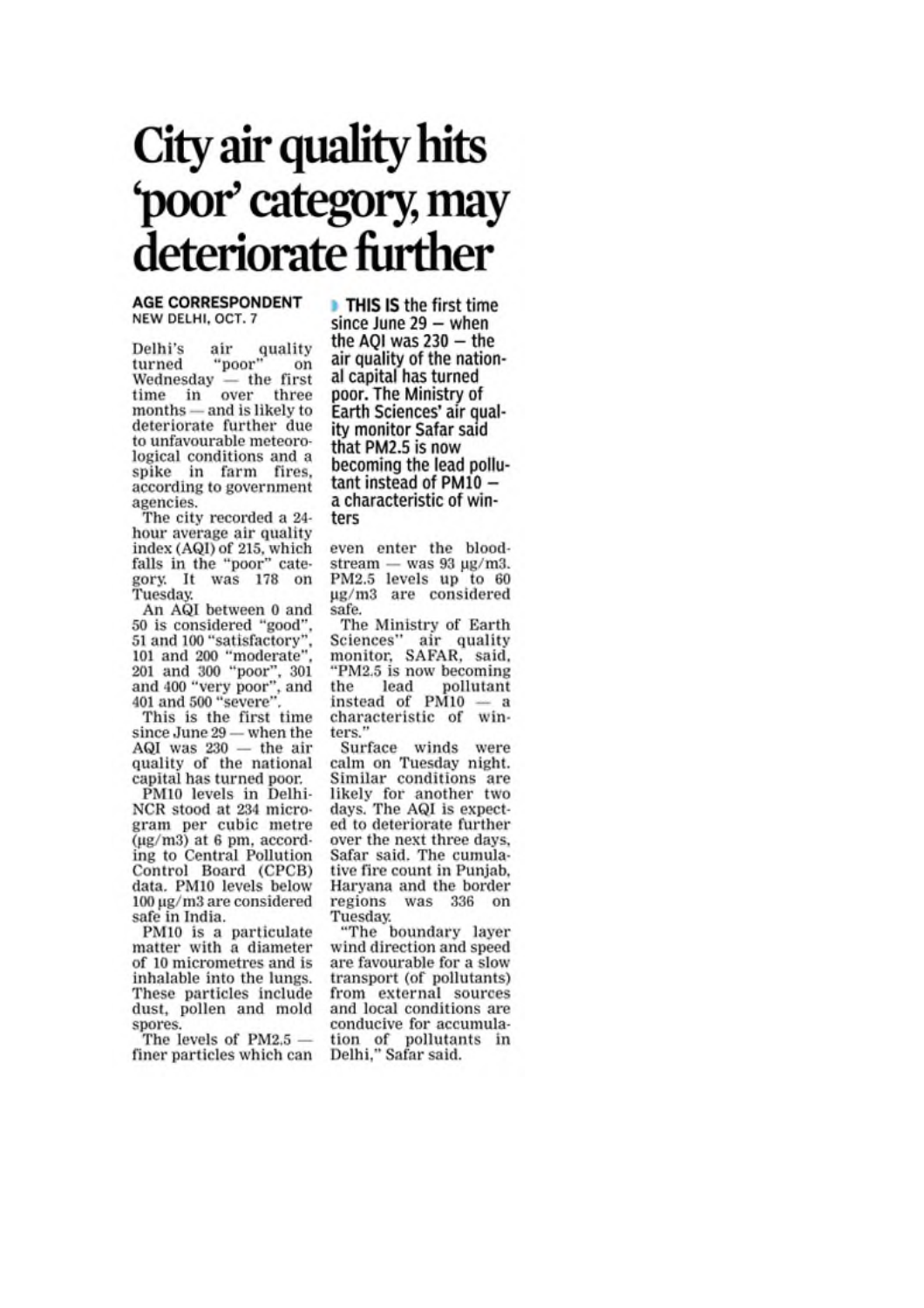# City air quality hits 'poor' category, may deteriorate further

**AGE CORRESPONDENT**
NEW DELHI, OCT. 7

Delhi's air quality turned "poor" on Wednesday — the first time in over three months — and is likely to deteriorate further due to unfavourable meteorological conditions and a spike in farm fires, according to government agencies.

The city recorded a 24-hour average air quality index (AQI) of 215, which falls in the "poor" category. It was 178 on Tuesday.

An AQI between 0 and 50 is considered "good", 51 and 100 "satisfactory", 101 and 200 "moderate", 201 and 300 "poor", 301 and 400 "very poor", and 401 and 500 "severe".

This is the first time since June 29 — when the AQI was 230 — the air quality of the national capital has turned poor.

PM10 levels in Delhi-NCR stood at 234 microgram per cubic metre (µg/m3) at 6 pm, according to Central Pollution Control Board (CPCB) data. PM10 levels below 100 µg/m3 are considered safe in India.

PM10 is a particulate matter with a diameter of 10 micrometres and is inhalable into the lungs. These particles include dust, pollen and mold spores.

The levels of PM2.5 — finer particles which can even enter the bloodstream — was 93 µg/m3. PM2.5 levels up to 60 µg/m3 are considered safe.

**THIS IS the first time since June 29 — when the AQI was 230 — the air quality of the national capital has turned poor. The Ministry of Earth Sciences' air quality monitor Safar said that PM2.5 is now becoming the lead pollutant instead of PM10 — a characteristic of winters**

The Ministry of Earth Sciences" air quality monitor, SAFAR, said, "PM2.5 is now becoming the lead pollutant instead of PM10 — a characteristic of winters."

Surface winds were calm on Tuesday night. Similar conditions are likely for another two days. The AQI is expected to deteriorate further over the next three days, Safar said. The cumulative fire count in Punjab, Haryana and the border regions was 336 on Tuesday.

"The boundary layer wind direction and speed are favourable for a slow transport (of pollutants) from external sources and local conditions are conducive for accumulation of pollutants in Delhi," Safar said.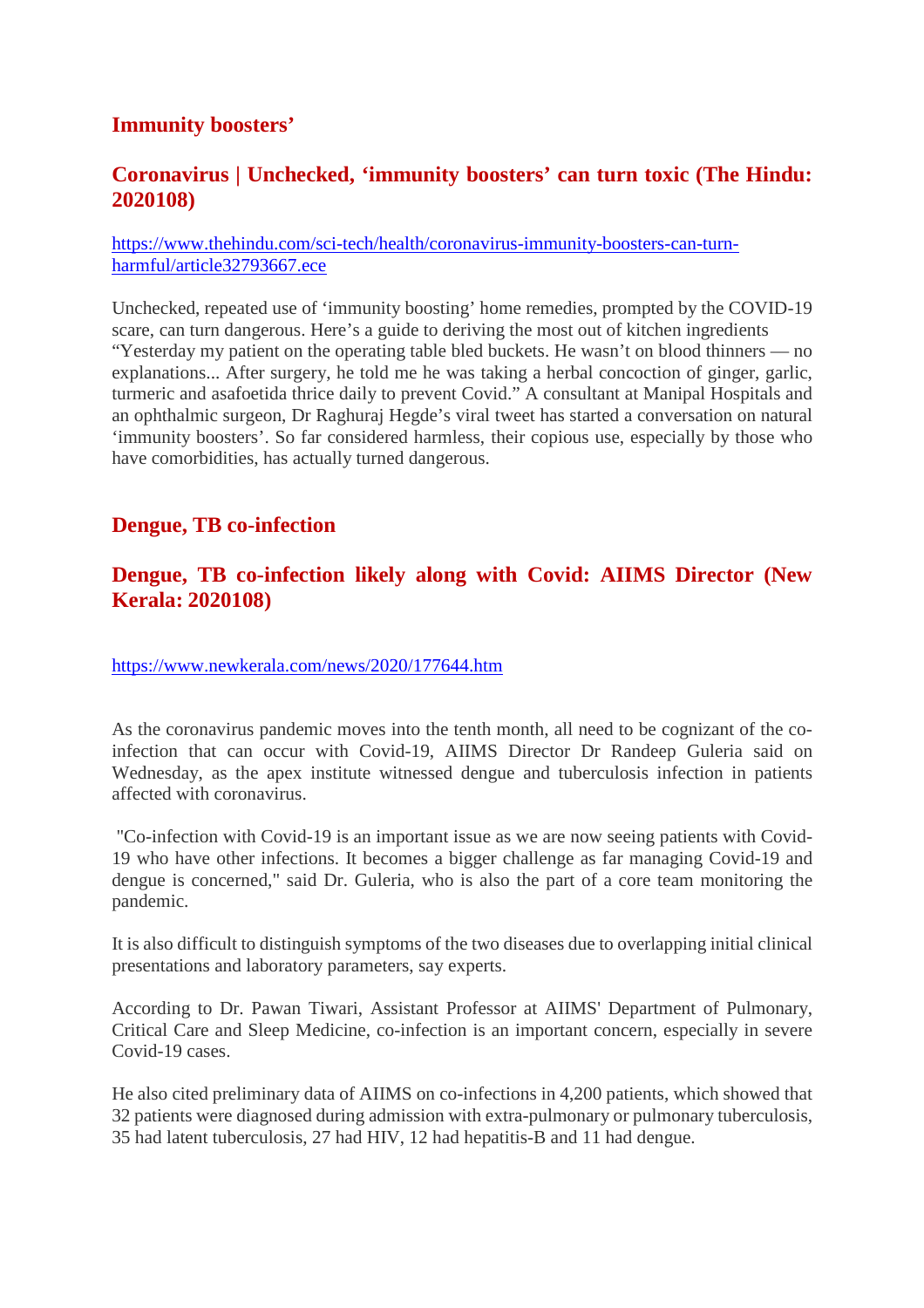## Immunity boosters'

### Coronavirus | Unchecked, 'immunity boosters' can turn toxic (The Hindu: 2020108)

https://www.thehindu.com/sci-tech/health/coronavirus-immunity-boosters-can-turn-harmful/article32793667.ece

Unchecked, repeated use of 'immunity boosting' home remedies, prompted by the COVID-19 scare, can turn dangerous. Here's a guide to deriving the most out of kitchen ingredients "Yesterday my patient on the operating table bled buckets. He wasn't on blood thinners — no explanations... After surgery, he told me he was taking a herbal concoction of ginger, garlic, turmeric and asafoetida thrice daily to prevent Covid." A consultant at Manipal Hospitals and an ophthalmic surgeon, Dr Raghuraj Hegde's viral tweet has started a conversation on natural 'immunity boosters'. So far considered harmless, their copious use, especially by those who have comorbidities, has actually turned dangerous.

## Dengue, TB co-infection

### Dengue, TB co-infection likely along with Covid: AIIMS Director (New Kerala: 2020108)

https://www.newkerala.com/news/2020/177644.htm

As the coronavirus pandemic moves into the tenth month, all need to be cognizant of the co-infection that can occur with Covid-19, AIIMS Director Dr Randeep Guleria said on Wednesday, as the apex institute witnessed dengue and tuberculosis infection in patients affected with coronavirus.

"Co-infection with Covid-19 is an important issue as we are now seeing patients with Covid-19 who have other infections. It becomes a bigger challenge as far managing Covid-19 and dengue is concerned," said Dr. Guleria, who is also the part of a core team monitoring the pandemic.

It is also difficult to distinguish symptoms of the two diseases due to overlapping initial clinical presentations and laboratory parameters, say experts.

According to Dr. Pawan Tiwari, Assistant Professor at AIIMS' Department of Pulmonary, Critical Care and Sleep Medicine, co-infection is an important concern, especially in severe Covid-19 cases.

He also cited preliminary data of AIIMS on co-infections in 4,200 patients, which showed that 32 patients were diagnosed during admission with extra-pulmonary or pulmonary tuberculosis, 35 had latent tuberculosis, 27 had HIV, 12 had hepatitis-B and 11 had dengue.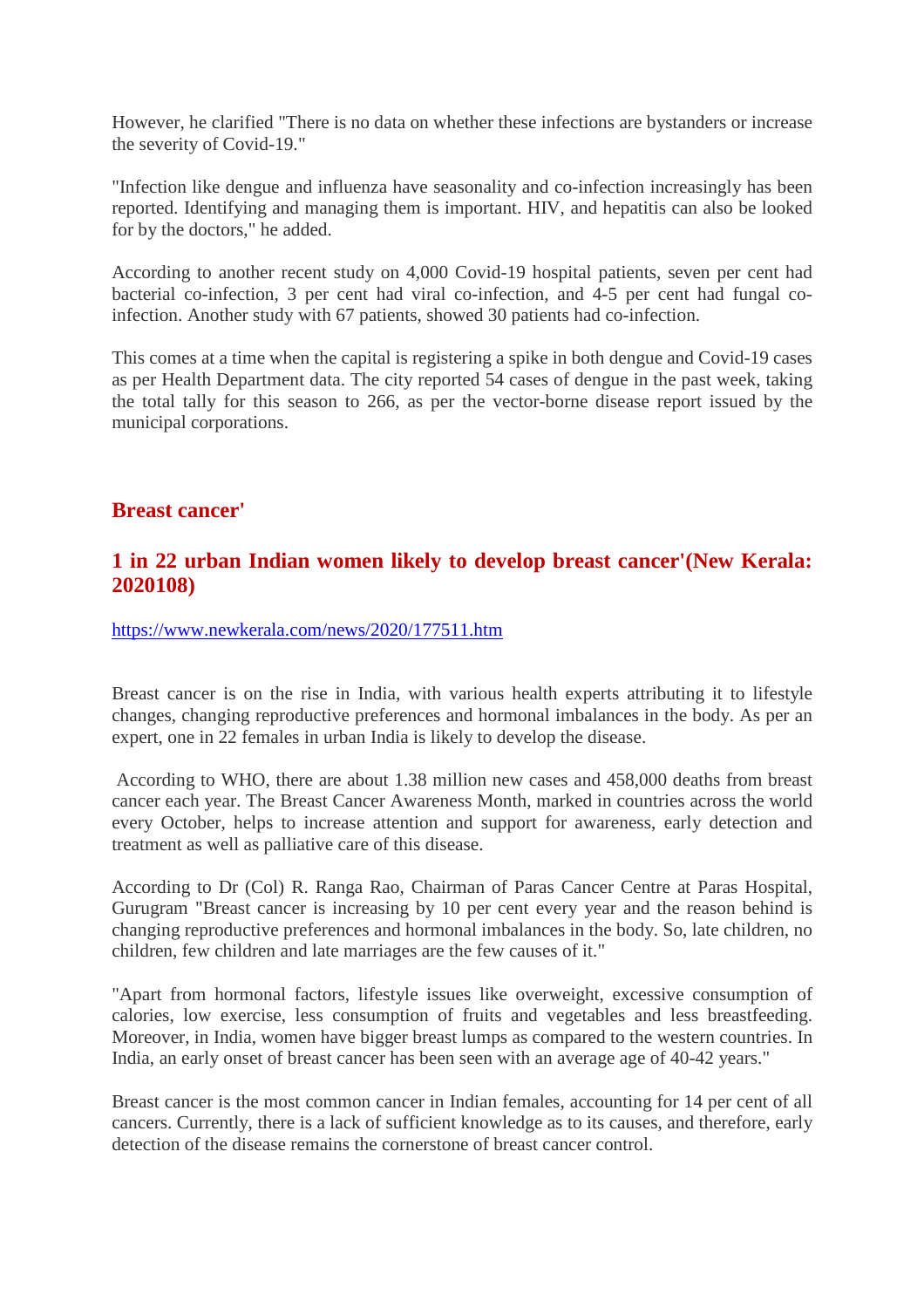However, he clarified "There is no data on whether these infections are bystanders or increase the severity of Covid-19."

"Infection like dengue and influenza have seasonality and co-infection increasingly has been reported. Identifying and managing them is important. HIV, and hepatitis can also be looked for by the doctors," he added.

According to another recent study on 4,000 Covid-19 hospital patients, seven per cent had bacterial co-infection, 3 per cent had viral co-infection, and 4-5 per cent had fungal co-infection. Another study with 67 patients, showed 30 patients had co-infection.

This comes at a time when the capital is registering a spike in both dengue and Covid-19 cases as per Health Department data. The city reported 54 cases of dengue in the past week, taking the total tally for this season to 266, as per the vector-borne disease report issued by the municipal corporations.

## Breast cancer'

## 1 in 22 urban Indian women likely to develop breast cancer'(New Kerala: 2020108)

https://www.newkerala.com/news/2020/177511.htm

Breast cancer is on the rise in India, with various health experts attributing it to lifestyle changes, changing reproductive preferences and hormonal imbalances in the body. As per an expert, one in 22 females in urban India is likely to develop the disease.

According to WHO, there are about 1.38 million new cases and 458,000 deaths from breast cancer each year. The Breast Cancer Awareness Month, marked in countries across the world every October, helps to increase attention and support for awareness, early detection and treatment as well as palliative care of this disease.

According to Dr (Col) R. Ranga Rao, Chairman of Paras Cancer Centre at Paras Hospital, Gurugram "Breast cancer is increasing by 10 per cent every year and the reason behind is changing reproductive preferences and hormonal imbalances in the body. So, late children, no children, few children and late marriages are the few causes of it."

"Apart from hormonal factors, lifestyle issues like overweight, excessive consumption of calories, low exercise, less consumption of fruits and vegetables and less breastfeeding. Moreover, in India, women have bigger breast lumps as compared to the western countries. In India, an early onset of breast cancer has been seen with an average age of 40-42 years."

Breast cancer is the most common cancer in Indian females, accounting for 14 per cent of all cancers. Currently, there is a lack of sufficient knowledge as to its causes, and therefore, early detection of the disease remains the cornerstone of breast cancer control.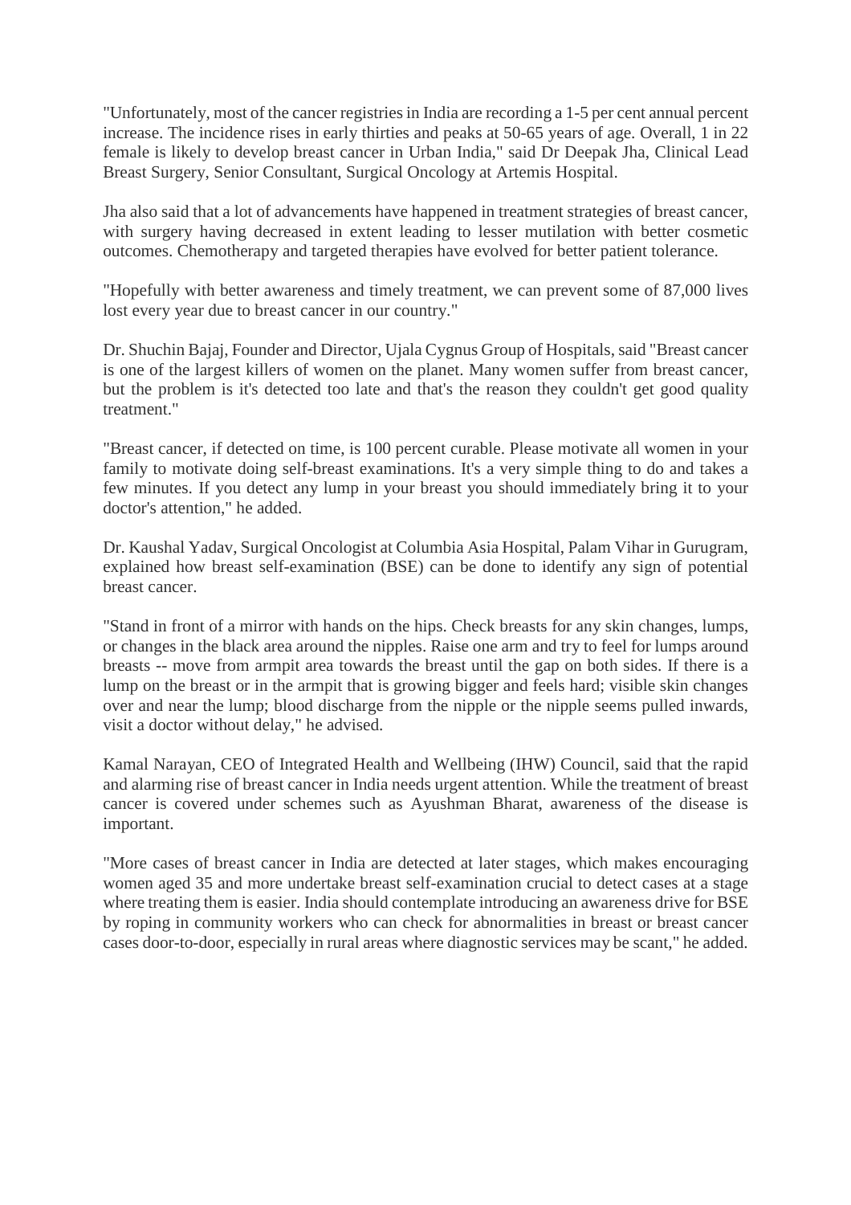"Unfortunately, most of the cancer registries in India are recording a 1-5 per cent annual percent increase. The incidence rises in early thirties and peaks at 50-65 years of age. Overall, 1 in 22 female is likely to develop breast cancer in Urban India," said Dr Deepak Jha, Clinical Lead Breast Surgery, Senior Consultant, Surgical Oncology at Artemis Hospital.

Jha also said that a lot of advancements have happened in treatment strategies of breast cancer, with surgery having decreased in extent leading to lesser mutilation with better cosmetic outcomes. Chemotherapy and targeted therapies have evolved for better patient tolerance.

"Hopefully with better awareness and timely treatment, we can prevent some of 87,000 lives lost every year due to breast cancer in our country."

Dr. Shuchin Bajaj, Founder and Director, Ujala Cygnus Group of Hospitals, said "Breast cancer is one of the largest killers of women on the planet. Many women suffer from breast cancer, but the problem is it's detected too late and that's the reason they couldn't get good quality treatment."

"Breast cancer, if detected on time, is 100 percent curable. Please motivate all women in your family to motivate doing self-breast examinations. It's a very simple thing to do and takes a few minutes. If you detect any lump in your breast you should immediately bring it to your doctor's attention," he added.

Dr. Kaushal Yadav, Surgical Oncologist at Columbia Asia Hospital, Palam Vihar in Gurugram, explained how breast self-examination (BSE) can be done to identify any sign of potential breast cancer.

"Stand in front of a mirror with hands on the hips. Check breasts for any skin changes, lumps, or changes in the black area around the nipples. Raise one arm and try to feel for lumps around breasts -- move from armpit area towards the breast until the gap on both sides. If there is a lump on the breast or in the armpit that is growing bigger and feels hard; visible skin changes over and near the lump; blood discharge from the nipple or the nipple seems pulled inwards, visit a doctor without delay," he advised.

Kamal Narayan, CEO of Integrated Health and Wellbeing (IHW) Council, said that the rapid and alarming rise of breast cancer in India needs urgent attention. While the treatment of breast cancer is covered under schemes such as Ayushman Bharat, awareness of the disease is important.

"More cases of breast cancer in India are detected at later stages, which makes encouraging women aged 35 and more undertake breast self-examination crucial to detect cases at a stage where treating them is easier. India should contemplate introducing an awareness drive for BSE by roping in community workers who can check for abnormalities in breast or breast cancer cases door-to-door, especially in rural areas where diagnostic services may be scant," he added.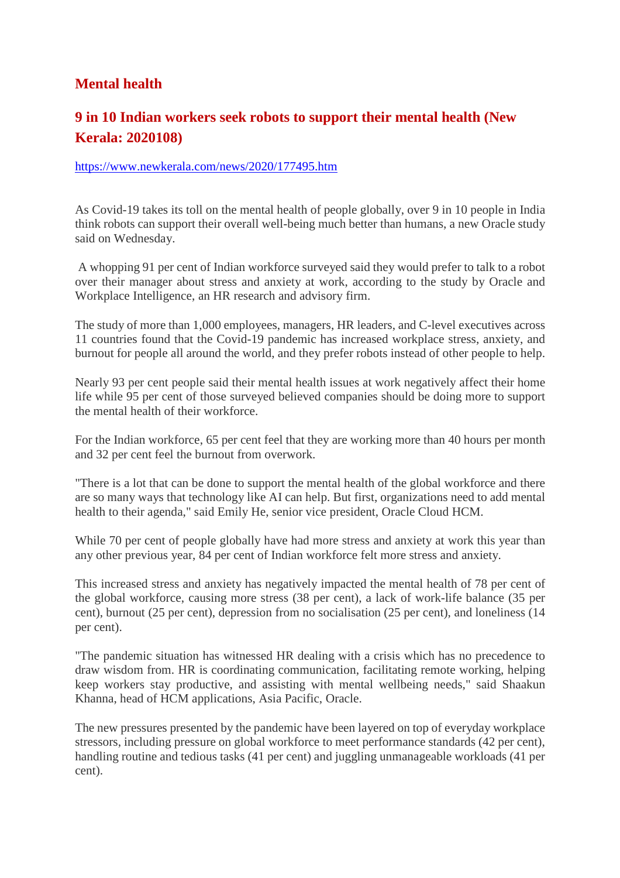## Mental health

### 9 in 10 Indian workers seek robots to support their mental health (New Kerala: 2020108)

https://www.newkerala.com/news/2020/177495.htm

As Covid-19 takes its toll on the mental health of people globally, over 9 in 10 people in India think robots can support their overall well-being much better than humans, a new Oracle study said on Wednesday.

A whopping 91 per cent of Indian workforce surveyed said they would prefer to talk to a robot over their manager about stress and anxiety at work, according to the study by Oracle and Workplace Intelligence, an HR research and advisory firm.

The study of more than 1,000 employees, managers, HR leaders, and C-level executives across 11 countries found that the Covid-19 pandemic has increased workplace stress, anxiety, and burnout for people all around the world, and they prefer robots instead of other people to help.

Nearly 93 per cent people said their mental health issues at work negatively affect their home life while 95 per cent of those surveyed believed companies should be doing more to support the mental health of their workforce.

For the Indian workforce, 65 per cent feel that they are working more than 40 hours per month and 32 per cent feel the burnout from overwork.

"There is a lot that can be done to support the mental health of the global workforce and there are so many ways that technology like AI can help. But first, organizations need to add mental health to their agenda," said Emily He, senior vice president, Oracle Cloud HCM.

While 70 per cent of people globally have had more stress and anxiety at work this year than any other previous year, 84 per cent of Indian workforce felt more stress and anxiety.

This increased stress and anxiety has negatively impacted the mental health of 78 per cent of the global workforce, causing more stress (38 per cent), a lack of work-life balance (35 per cent), burnout (25 per cent), depression from no socialisation (25 per cent), and loneliness (14 per cent).

"The pandemic situation has witnessed HR dealing with a crisis which has no precedence to draw wisdom from. HR is coordinating communication, facilitating remote working, helping keep workers stay productive, and assisting with mental wellbeing needs," said Shaakun Khanna, head of HCM applications, Asia Pacific, Oracle.

The new pressures presented by the pandemic have been layered on top of everyday workplace stressors, including pressure on global workforce to meet performance standards (42 per cent), handling routine and tedious tasks (41 per cent) and juggling unmanageable workloads (41 per cent).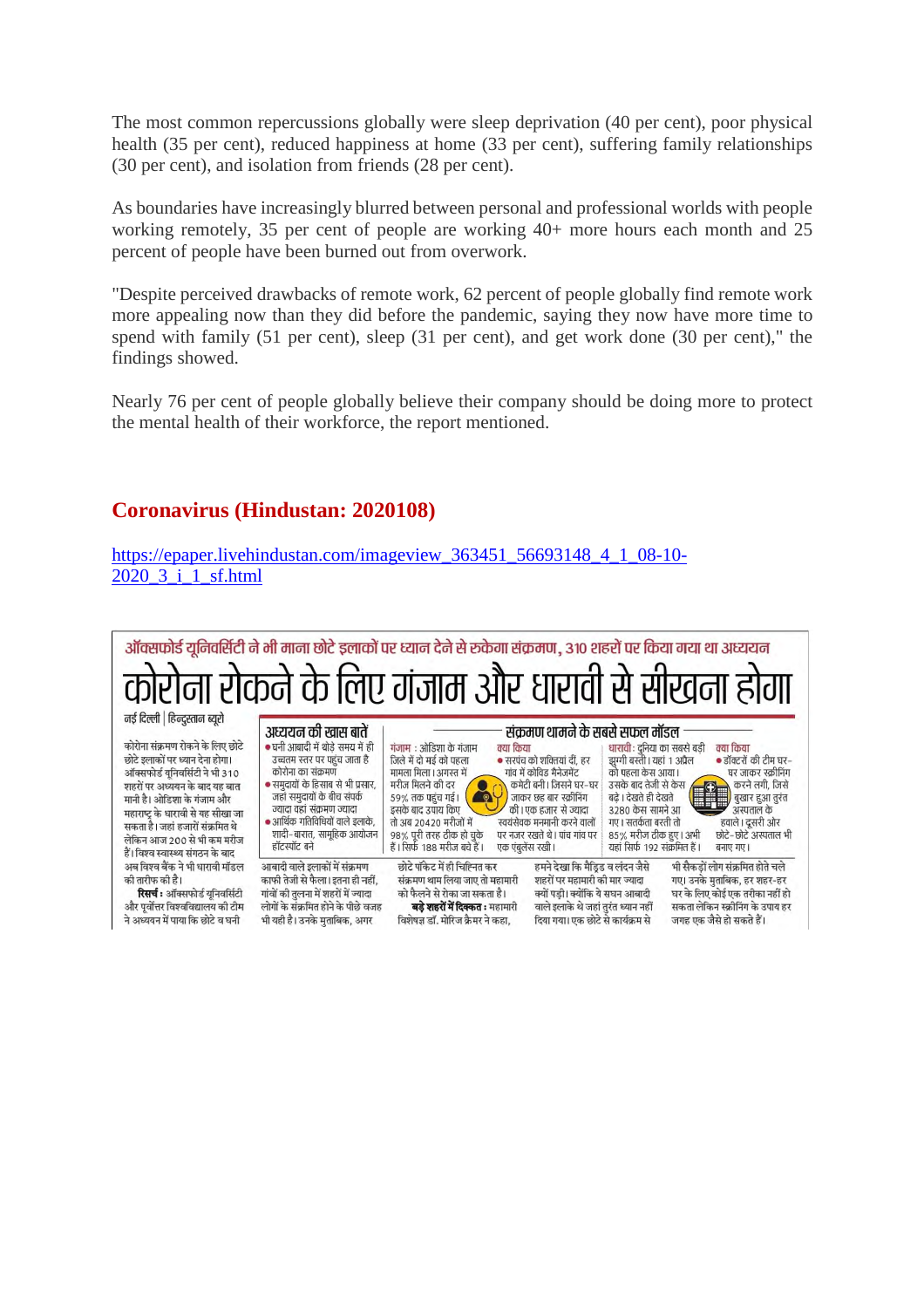The most common repercussions globally were sleep deprivation (40 per cent), poor physical health (35 per cent), reduced happiness at home (33 per cent), suffering family relationships (30 per cent), and isolation from friends (28 per cent).

As boundaries have increasingly blurred between personal and professional worlds with people working remotely, 35 per cent of people are working 40+ more hours each month and 25 percent of people have been burned out from overwork.

"Despite perceived drawbacks of remote work, 62 percent of people globally find remote work more appealing now than they did before the pandemic, saying they now have more time to spend with family (51 per cent), sleep (31 per cent), and get work done (30 per cent)," the findings showed.

Nearly 76 per cent of people globally believe their company should be doing more to protect the mental health of their workforce, the report mentioned.

## Coronavirus (Hindustan: 2020108)

https://epaper.livehindustan.com/imageview_363451_56693148_4_1_08-10-2020_3_i_1_sf.html

ऑक्सफोर्ड यूनिवर्सिटी ने भी माना छोटे इलाकों पर ध्यान देने से रुकेगा संक्रमण, 310 शहरों पर किया गया था अध्ययन

# कोरोना रोकने के लिए गंजाम और धारावी से सीखना होगा

नई दिल्ली | हिन्दुस्तान ब्यूरो

कोरोना संक्रमण रोकने के लिए छोटे छोटे इलाकों पर ध्यान देना होगा। ऑक्सफोर्ड यूनिवर्सिटी ने भी 310 शहरों पर अध्ययन के बाद यह बात मानी है। ओडिशा के गंजाम और महाराष्ट्र के धारावी से यह सीखा जा सकता है। जहां हजारों संक्रमित थे लेकिन आज 200 से भी कम मरीज हैं। विश्व स्वास्थ्य संगठन के बाद अब विश्व बैंक ने भी धारावी मॉडल की तारीफ की है।

**रिसर्च :** ऑक्सफोर्ड यूनिवर्सिटी और पूर्वोत्तर विश्वविद्यालय की टीम ने अध्ययन में पाया कि छोटे व घनी आबादी वाले इलाकों में संक्रमण काफी तेजी से फैला। इतना ही नहीं, गांवों की तुलना में शहरों में ज्यादा लोगों के संक्रमित होने के पीछे वजह भी यही है। उनके मुताबिक, अगर छोटे पॉकेट में ही चिह्नित कर संक्रमण थाम लिया जाए तो महामारी को फैलने से रोका जा सकता है।

**बड़े शहरों में दिक्कत :** महामारी विशेषज्ञ डॉ. मोरिज क्रैमर ने कहा, हमने देखा कि मैड्रिड व लंदन जैसे शहरों पर महामारी की मार ज्यादा क्यों पड़ी। क्योंकि ये सघन आबादी वाले इलाके थे जहां तुरंत ध्यान नहीं दिया गया। एक छोटे से कार्यक्रम से भी सैकड़ों लोग संक्रमित होते चले गए। उनके मुताबिक, हर शहर-हर घर के लिए कोई एक तरीका नहीं हो सकता लेकिन स्क्रीनिंग के उपाय हर जगह एक जैसे हो सकते हैं।

### अध्ययन की खास बातें

- घनी आबादी में थोड़े समय में ही उच्चतम स्तर पर पहुंच जाता है कोरोना का संक्रमण
- समुदायों के हिसाब से भी प्रसार, जहां समुदायों के बीच संपर्क ज्यादा वहां संक्रमण ज्यादा
- आर्थिक गतिविधियों वाले इलाके, शादी-बारात, सामूहिक आयोजन हॉटस्पॉट बने

### संक्रमण थामने के सबसे सफल मॉडल

**गंजाम :** ओडिशा के गंजाम जिले में दो मई को पहला मामला मिला। अगस्त में मरीज मिलने की दर 59% तक पहुंच गई। इसके बाद उपाय किए तो अब 20420 मरीजों में 98% पूरी तरह ठीक हो चुके हैं। सिर्फ 188 मरीज बचे हैं।

**क्या किया**

- सरपंच को शक्तियां दीं, हर गांव में कोविड मैनेजमेंट कमेटी बनी। जिसने घर-घर जाकर छह बार स्क्रीनिंग की। एक हजार से ज्यादा स्वयंसेवक मनमानी करने वालों पर नजर रखते थे। पांच गांव पर एक एंबुलेंस रखी।

**धारावी :** दुनिया का सबसे बड़ी झुग्गी बस्ती। यहां 1 अप्रैल को पहला केस आया। उसके बाद तेजी से केस बढ़े। देखते ही देखते 3280 केस सामने आ गए। सतर्कता बरती तो 85% मरीज ठीक हुए। अभी यहां सिर्फ 192 संक्रमित हैं।

**क्या किया**

- डॉक्टरों की टीम घर-घर जाकर स्क्रीनिंग करने लगी, जिसे बुखार हुआ तुरंत अस्पताल के हवाले। दूसरी ओर छोटे-छोटे अस्पताल भी बनाए गए।